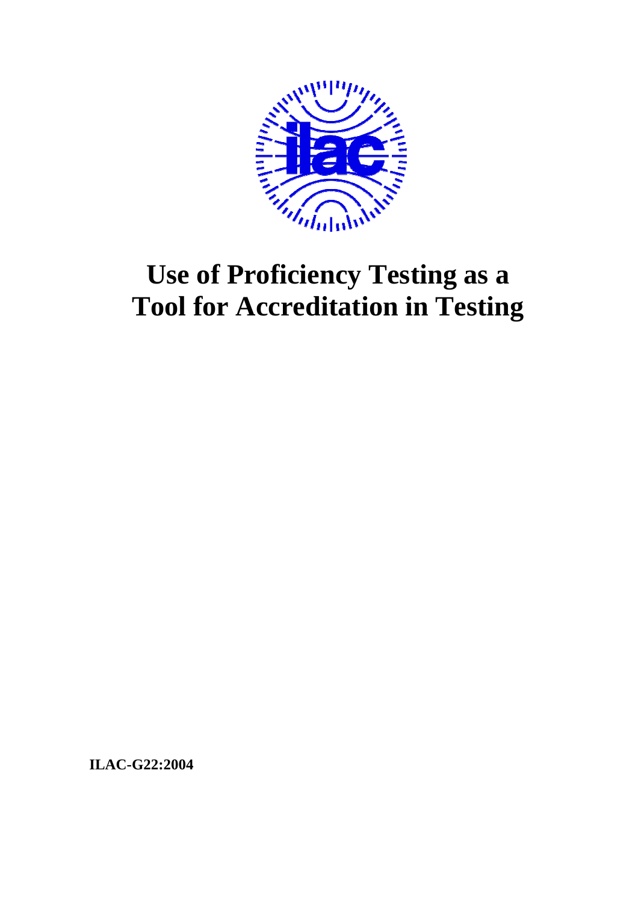# Use of Proficiency Testing as a Tool for Accreditation in Testing

**ILAC-G22:2004**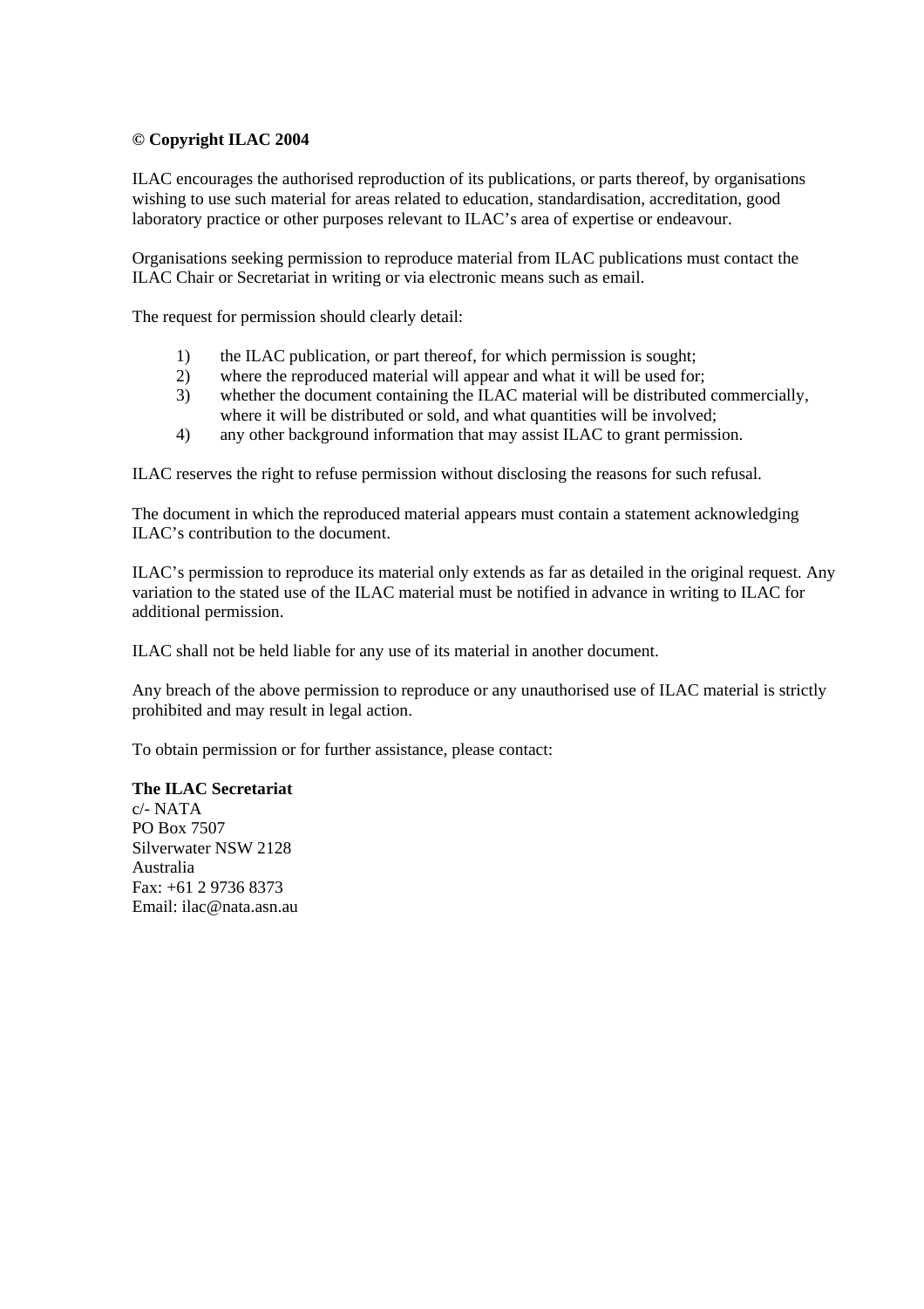**© Copyright ILAC 2004**

ILAC encourages the authorised reproduction of its publications, or parts thereof, by organisations wishing to use such material for areas related to education, standardisation, accreditation, good laboratory practice or other purposes relevant to ILAC's area of expertise or endeavour.

Organisations seeking permission to reproduce material from ILAC publications must contact the ILAC Chair or Secretariat in writing or via electronic means such as email.

The request for permission should clearly detail:

1) the ILAC publication, or part thereof, for which permission is sought;
2) where the reproduced material will appear and what it will be used for;
3) whether the document containing the ILAC material will be distributed commercially, where it will be distributed or sold, and what quantities will be involved;
4) any other background information that may assist ILAC to grant permission.

ILAC reserves the right to refuse permission without disclosing the reasons for such refusal.

The document in which the reproduced material appears must contain a statement acknowledging ILAC's contribution to the document.

ILAC's permission to reproduce its material only extends as far as detailed in the original request. Any variation to the stated use of the ILAC material must be notified in advance in writing to ILAC for additional permission.

ILAC shall not be held liable for any use of its material in another document.

Any breach of the above permission to reproduce or any unauthorised use of ILAC material is strictly prohibited and may result in legal action.

To obtain permission or for further assistance, please contact:

**The ILAC Secretariat**
c/- NATA
PO Box 7507
Silverwater NSW 2128
Australia
Fax: +61 2 9736 8373
Email: ilac@nata.asn.au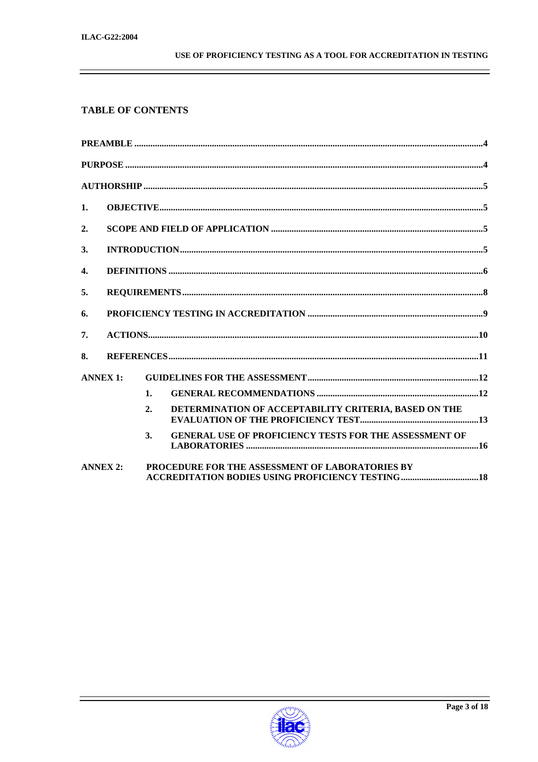## TABLE OF CONTENTS

**PREAMBLE** ....................................................................................................................................4

**PURPOSE** ......................................................................................................................................4

**AUTHORSHIP** ...............................................................................................................................5

**1. OBJECTIVE** ...............................................................................................................................5

**2. SCOPE AND FIELD OF APPLICATION** ....................................................................................5

**3. INTRODUCTION** ........................................................................................................................5

**4. DEFINITIONS** .............................................................................................................................6

**5. REQUIREMENTS** .......................................................................................................................8

**6. PROFICIENCY TESTING IN ACCREDITATION** ......................................................................9

**7. ACTIONS** ..................................................................................................................................10

**8. REFERENCES** ..........................................................................................................................11

**ANNEX 1: GUIDELINES FOR THE ASSESSMENT** .......................................................................12

- **1. GENERAL RECOMMENDATIONS** ..........................................................................12
- **2. DETERMINATION OF ACCEPTABILITY CRITERIA, BASED ON THE EVALUATION OF THE PROFICIENCY TEST** ..................................................13
- **3. GENERAL USE OF PROFICIENCY TESTS FOR THE ASSESSMENT OF LABORATORIES** ..........................................................................................................16

**ANNEX 2: PROCEDURE FOR THE ASSESSMENT OF LABORATORIES BY ACCREDITATION BODIES USING PROFICIENCY TESTING** ..................................18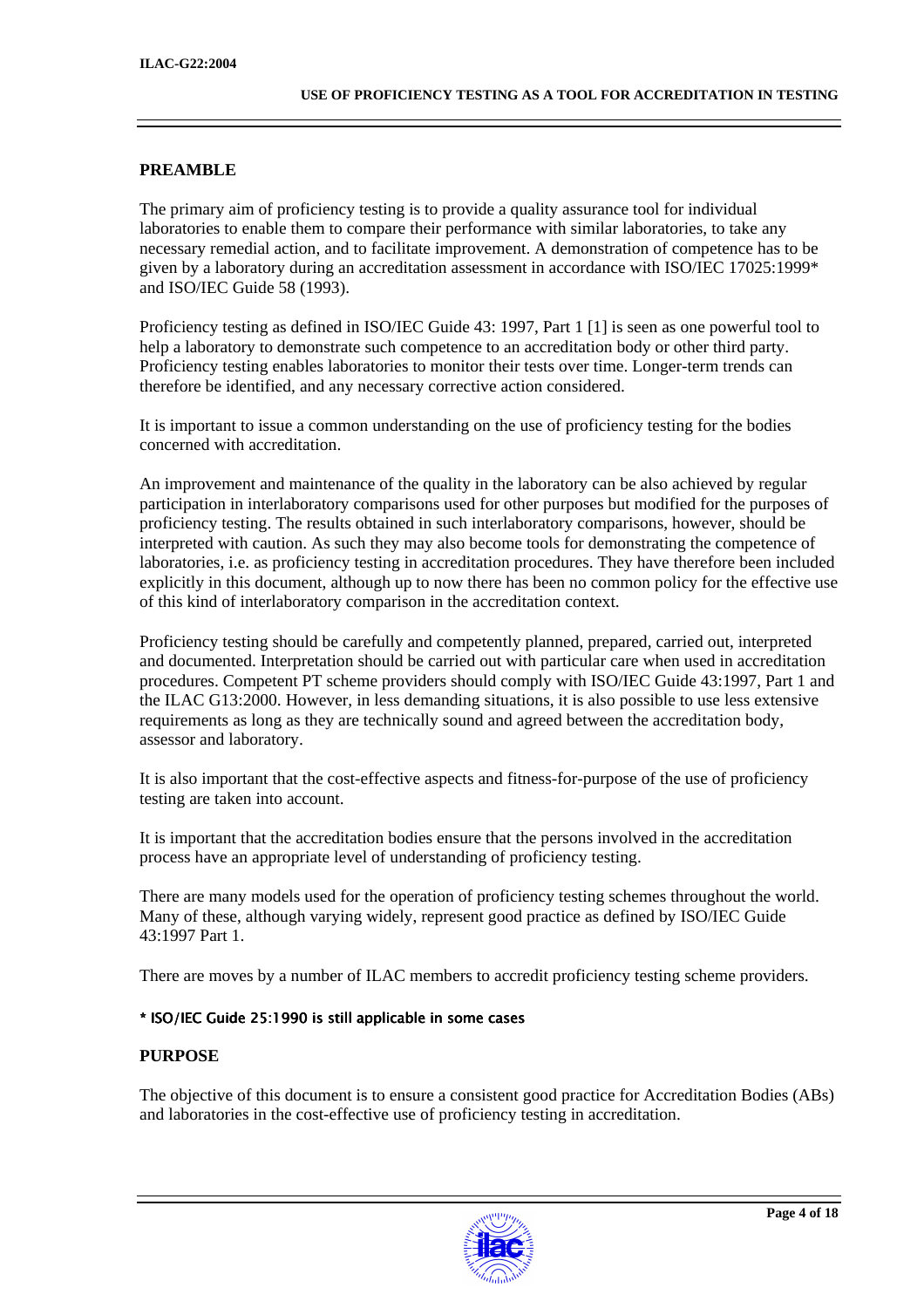## PREAMBLE

The primary aim of proficiency testing is to provide a quality assurance tool for individual laboratories to enable them to compare their performance with similar laboratories, to take any necessary remedial action, and to facilitate improvement. A demonstration of competence has to be given by a laboratory during an accreditation assessment in accordance with ISO/IEC 17025:1999* and ISO/IEC Guide 58 (1993).

Proficiency testing as defined in ISO/IEC Guide 43: 1997, Part 1 [1] is seen as one powerful tool to help a laboratory to demonstrate such competence to an accreditation body or other third party. Proficiency testing enables laboratories to monitor their tests over time. Longer-term trends can therefore be identified, and any necessary corrective action considered.

It is important to issue a common understanding on the use of proficiency testing for the bodies concerned with accreditation.

An improvement and maintenance of the quality in the laboratory can be also achieved by regular participation in interlaboratory comparisons used for other purposes but modified for the purposes of proficiency testing. The results obtained in such interlaboratory comparisons, however, should be interpreted with caution. As such they may also become tools for demonstrating the competence of laboratories, i.e. as proficiency testing in accreditation procedures. They have therefore been included explicitly in this document, although up to now there has been no common policy for the effective use of this kind of interlaboratory comparison in the accreditation context.

Proficiency testing should be carefully and competently planned, prepared, carried out, interpreted and documented. Interpretation should be carried out with particular care when used in accreditation procedures. Competent PT scheme providers should comply with ISO/IEC Guide 43:1997, Part 1 and the ILAC G13:2000. However, in less demanding situations, it is also possible to use less extensive requirements as long as they are technically sound and agreed between the accreditation body, assessor and laboratory.

It is also important that the cost-effective aspects and fitness-for-purpose of the use of proficiency testing are taken into account.

It is important that the accreditation bodies ensure that the persons involved in the accreditation process have an appropriate level of understanding of proficiency testing.

There are many models used for the operation of proficiency testing schemes throughout the world. Many of these, although varying widely, represent good practice as defined by ISO/IEC Guide 43:1997 Part 1.

There are moves by a number of ILAC members to accredit proficiency testing scheme providers.

**\* ISO/IEC Guide 25:1990 is still applicable in some cases**

## PURPOSE

The objective of this document is to ensure a consistent good practice for Accreditation Bodies (ABs) and laboratories in the cost-effective use of proficiency testing in accreditation.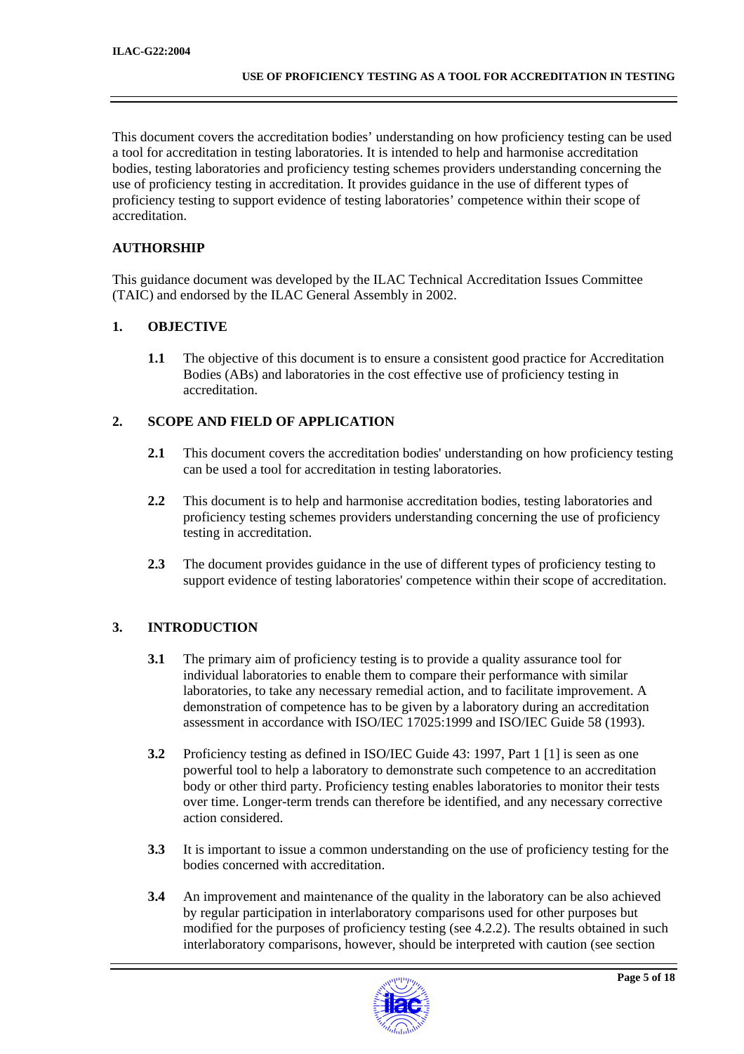This document covers the accreditation bodies' understanding on how proficiency testing can be used a tool for accreditation in testing laboratories. It is intended to help and harmonise accreditation bodies, testing laboratories and proficiency testing schemes providers understanding concerning the use of proficiency testing in accreditation. It provides guidance in the use of different types of proficiency testing to support evidence of testing laboratories' competence within their scope of accreditation.

## AUTHORSHIP

This guidance document was developed by the ILAC Technical Accreditation Issues Committee (TAIC) and endorsed by the ILAC General Assembly in 2002.

## 1. OBJECTIVE

**1.1** The objective of this document is to ensure a consistent good practice for Accreditation Bodies (ABs) and laboratories in the cost effective use of proficiency testing in accreditation.

## 2. SCOPE AND FIELD OF APPLICATION

**2.1** This document covers the accreditation bodies' understanding on how proficiency testing can be used a tool for accreditation in testing laboratories.

**2.2** This document is to help and harmonise accreditation bodies, testing laboratories and proficiency testing schemes providers understanding concerning the use of proficiency testing in accreditation.

**2.3** The document provides guidance in the use of different types of proficiency testing to support evidence of testing laboratories' competence within their scope of accreditation.

## 3. INTRODUCTION

**3.1** The primary aim of proficiency testing is to provide a quality assurance tool for individual laboratories to enable them to compare their performance with similar laboratories, to take any necessary remedial action, and to facilitate improvement. A demonstration of competence has to be given by a laboratory during an accreditation assessment in accordance with ISO/IEC 17025:1999 and ISO/IEC Guide 58 (1993).

**3.2** Proficiency testing as defined in ISO/IEC Guide 43: 1997, Part 1 [1] is seen as one powerful tool to help a laboratory to demonstrate such competence to an accreditation body or other third party. Proficiency testing enables laboratories to monitor their tests over time. Longer-term trends can therefore be identified, and any necessary corrective action considered.

**3.3** It is important to issue a common understanding on the use of proficiency testing for the bodies concerned with accreditation.

**3.4** An improvement and maintenance of the quality in the laboratory can be also achieved by regular participation in interlaboratory comparisons used for other purposes but modified for the purposes of proficiency testing (see 4.2.2). The results obtained in such interlaboratory comparisons, however, should be interpreted with caution (see section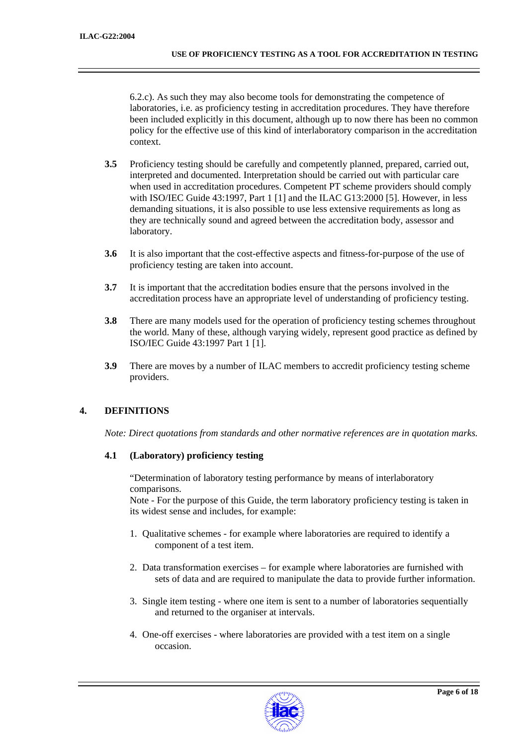6.2.c). As such they may also become tools for demonstrating the competence of laboratories, i.e. as proficiency testing in accreditation procedures. They have therefore been included explicitly in this document, although up to now there has been no common policy for the effective use of this kind of interlaboratory comparison in the accreditation context.

**3.5** Proficiency testing should be carefully and competently planned, prepared, carried out, interpreted and documented. Interpretation should be carried out with particular care when used in accreditation procedures. Competent PT scheme providers should comply with ISO/IEC Guide 43:1997, Part 1 [1] and the ILAC G13:2000 [5]. However, in less demanding situations, it is also possible to use less extensive requirements as long as they are technically sound and agreed between the accreditation body, assessor and laboratory.

**3.6** It is also important that the cost-effective aspects and fitness-for-purpose of the use of proficiency testing are taken into account.

**3.7** It is important that the accreditation bodies ensure that the persons involved in the accreditation process have an appropriate level of understanding of proficiency testing.

**3.8** There are many models used for the operation of proficiency testing schemes throughout the world. Many of these, although varying widely, represent good practice as defined by ISO/IEC Guide 43:1997 Part 1 [1].

**3.9** There are moves by a number of ILAC members to accredit proficiency testing scheme providers.

## 4. DEFINITIONS

*Note: Direct quotations from standards and other normative references are in quotation marks.*

### 4.1 (Laboratory) proficiency testing

"Determination of laboratory testing performance by means of interlaboratory comparisons.
Note - For the purpose of this Guide, the term laboratory proficiency testing is taken in its widest sense and includes, for example:

1. Qualitative schemes - for example where laboratories are required to identify a component of a test item.

2. Data transformation exercises – for example where laboratories are furnished with sets of data and are required to manipulate the data to provide further information.

3. Single item testing - where one item is sent to a number of laboratories sequentially and returned to the organiser at intervals.

4. One-off exercises - where laboratories are provided with a test item on a single occasion.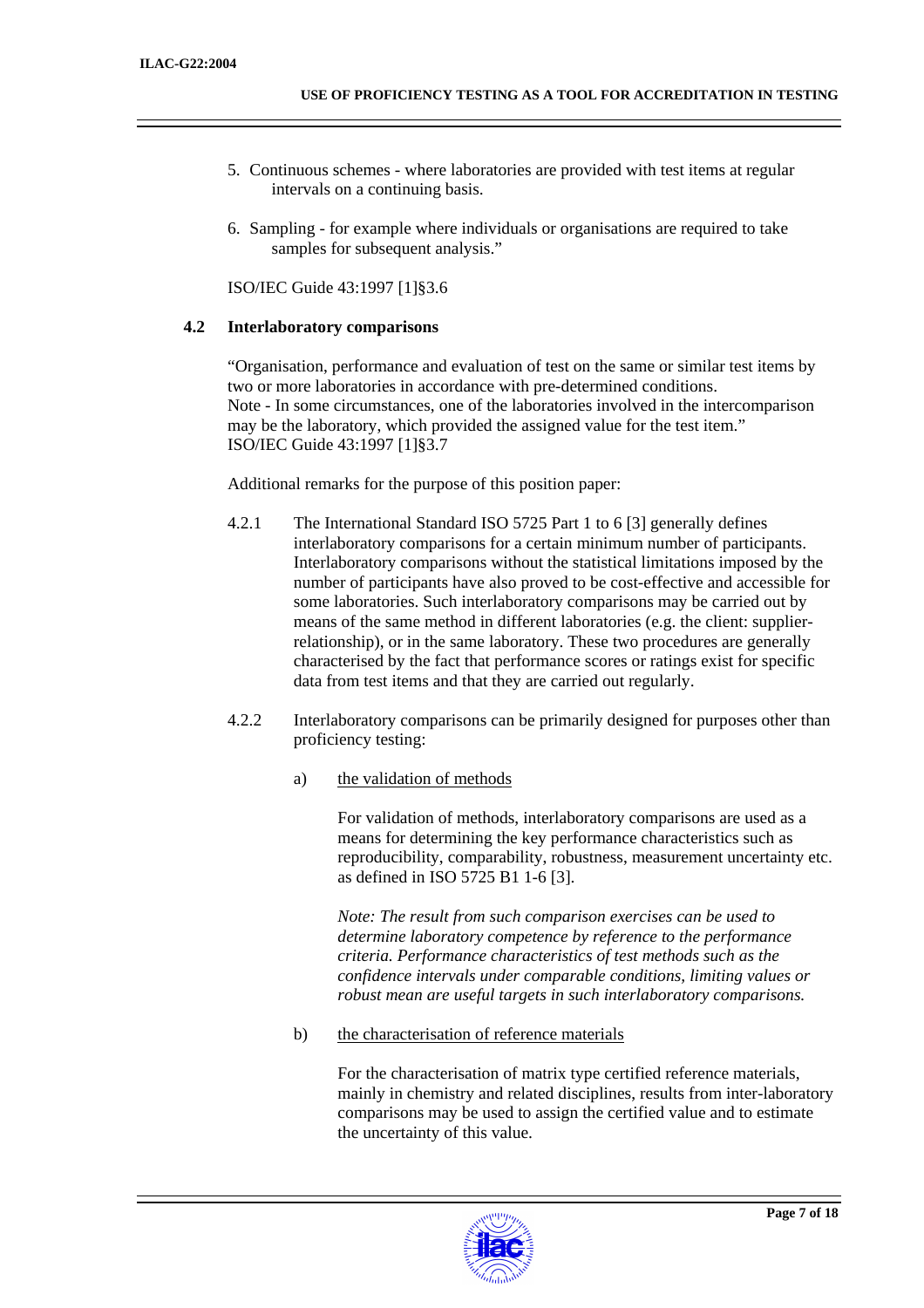5. Continuous schemes - where laboratories are provided with test items at regular intervals on a continuing basis.

6. Sampling - for example where individuals or organisations are required to take samples for subsequent analysis."

ISO/IEC Guide 43:1997 [1]§3.6

### 4.2 Interlaboratory comparisons

"Organisation, performance and evaluation of test on the same or similar test items by two or more laboratories in accordance with pre-determined conditions.
Note - In some circumstances, one of the laboratories involved in the intercomparison may be the laboratory, which provided the assigned value for the test item."
ISO/IEC Guide 43:1997 [1]§3.7

Additional remarks for the purpose of this position paper:

4.2.1 The International Standard ISO 5725 Part 1 to 6 [3] generally defines interlaboratory comparisons for a certain minimum number of participants. Interlaboratory comparisons without the statistical limitations imposed by the number of participants have also proved to be cost-effective and accessible for some laboratories. Such interlaboratory comparisons may be carried out by means of the same method in different laboratories (e.g. the client: supplier-relationship), or in the same laboratory. These two procedures are generally characterised by the fact that performance scores or ratings exist for specific data from test items and that they are carried out regularly.

4.2.2 Interlaboratory comparisons can be primarily designed for purposes other than proficiency testing:

a) the validation of methods

For validation of methods, interlaboratory comparisons are used as a means for determining the key performance characteristics such as reproducibility, comparability, robustness, measurement uncertainty etc. as defined in ISO 5725 B1 1-6 [3].

*Note: The result from such comparison exercises can be used to determine laboratory competence by reference to the performance criteria. Performance characteristics of test methods such as the confidence intervals under comparable conditions, limiting values or robust mean are useful targets in such interlaboratory comparisons.*

b) the characterisation of reference materials

For the characterisation of matrix type certified reference materials, mainly in chemistry and related disciplines, results from inter-laboratory comparisons may be used to assign the certified value and to estimate the uncertainty of this value.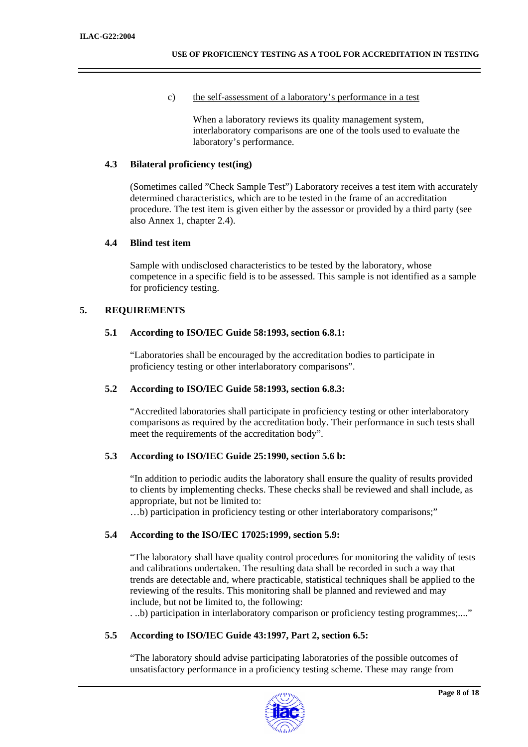c) <u>the self-assessment of a laboratory's performance in a test</u>

When a laboratory reviews its quality management system, interlaboratory comparisons are one of the tools used to evaluate the laboratory's performance.

### 4.3 Bilateral proficiency test(ing)

(Sometimes called "Check Sample Test") Laboratory receives a test item with accurately determined characteristics, which are to be tested in the frame of an accreditation procedure. The test item is given either by the assessor or provided by a third party (see also Annex 1, chapter 2.4).

### 4.4 Blind test item

Sample with undisclosed characteristics to be tested by the laboratory, whose competence in a specific field is to be assessed. This sample is not identified as a sample for proficiency testing.

## 5. REQUIREMENTS

### 5.1 According to ISO/IEC Guide 58:1993, section 6.8.1:

"Laboratories shall be encouraged by the accreditation bodies to participate in proficiency testing or other interlaboratory comparisons".

### 5.2 According to ISO/IEC Guide 58:1993, section 6.8.3:

"Accredited laboratories shall participate in proficiency testing or other interlaboratory comparisons as required by the accreditation body. Their performance in such tests shall meet the requirements of the accreditation body".

### 5.3 According to ISO/IEC Guide 25:1990, section 5.6 b:

"In addition to periodic audits the laboratory shall ensure the quality of results provided to clients by implementing checks. These checks shall be reviewed and shall include, as appropriate, but not be limited to:
…b) participation in proficiency testing or other interlaboratory comparisons;"

### 5.4 According to the ISO/IEC 17025:1999, section 5.9:

"The laboratory shall have quality control procedures for monitoring the validity of tests and calibrations undertaken. The resulting data shall be recorded in such a way that trends are detectable and, where practicable, statistical techniques shall be applied to the reviewing of the results. This monitoring shall be planned and reviewed and may include, but not be limited to, the following:
. ..b) participation in interlaboratory comparison or proficiency testing programmes;...."

### 5.5 According to ISO/IEC Guide 43:1997, Part 2, section 6.5:

"The laboratory should advise participating laboratories of the possible outcomes of unsatisfactory performance in a proficiency testing scheme. These may range from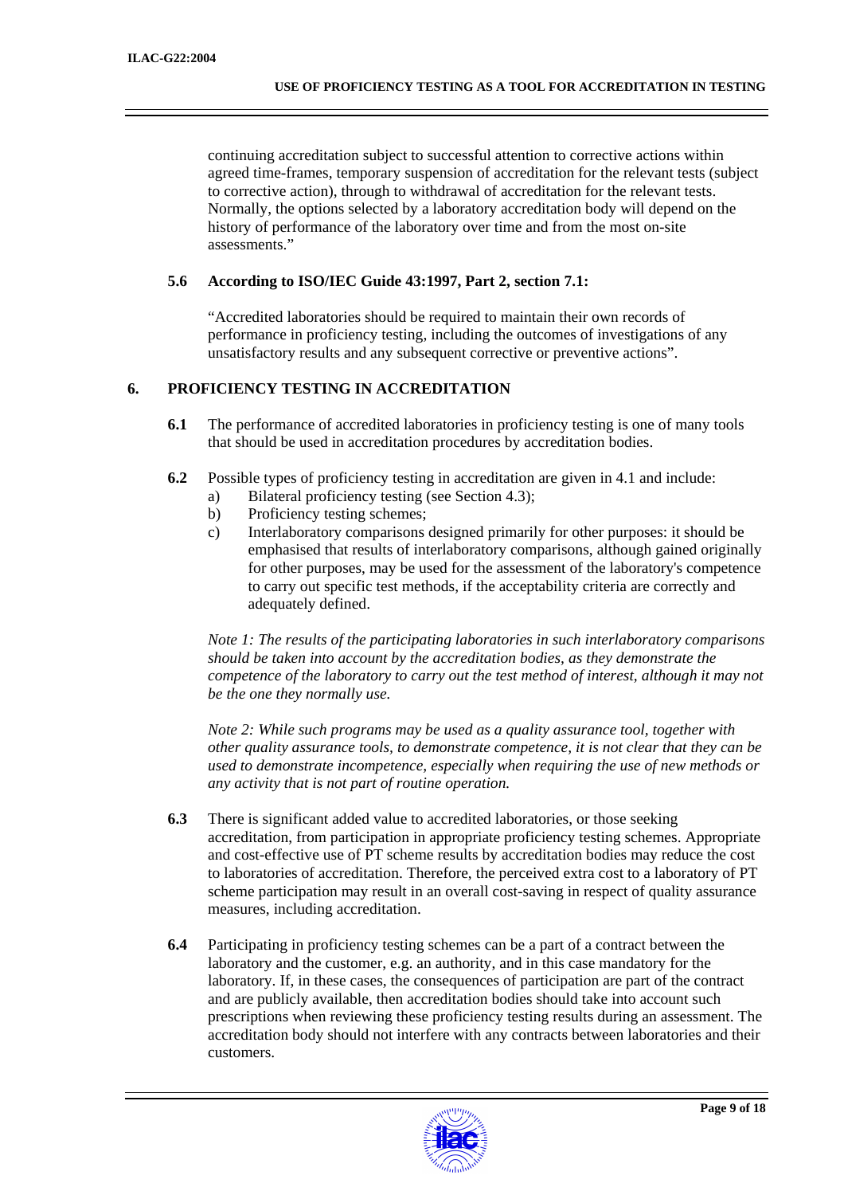continuing accreditation subject to successful attention to corrective actions within agreed time-frames, temporary suspension of accreditation for the relevant tests (subject to corrective action), through to withdrawal of accreditation for the relevant tests. Normally, the options selected by a laboratory accreditation body will depend on the history of performance of the laboratory over time and from the most on-site assessments."

**5.6 According to ISO/IEC Guide 43:1997, Part 2, section 7.1:**

"Accredited laboratories should be required to maintain their own records of performance in proficiency testing, including the outcomes of investigations of any unsatisfactory results and any subsequent corrective or preventive actions".

## 6. PROFICIENCY TESTING IN ACCREDITATION

**6.1** The performance of accredited laboratories in proficiency testing is one of many tools that should be used in accreditation procedures by accreditation bodies.

**6.2** Possible types of proficiency testing in accreditation are given in 4.1 and include:

a) Bilateral proficiency testing (see Section 4.3);
b) Proficiency testing schemes;
c) Interlaboratory comparisons designed primarily for other purposes: it should be emphasised that results of interlaboratory comparisons, although gained originally for other purposes, may be used for the assessment of the laboratory's competence to carry out specific test methods, if the acceptability criteria are correctly and adequately defined.

*Note 1: The results of the participating laboratories in such interlaboratory comparisons should be taken into account by the accreditation bodies, as they demonstrate the competence of the laboratory to carry out the test method of interest, although it may not be the one they normally use.*

*Note 2: While such programs may be used as a quality assurance tool, together with other quality assurance tools, to demonstrate competence, it is not clear that they can be used to demonstrate incompetence, especially when requiring the use of new methods or any activity that is not part of routine operation.*

**6.3** There is significant added value to accredited laboratories, or those seeking accreditation, from participation in appropriate proficiency testing schemes. Appropriate and cost-effective use of PT scheme results by accreditation bodies may reduce the cost to laboratories of accreditation. Therefore, the perceived extra cost to a laboratory of PT scheme participation may result in an overall cost-saving in respect of quality assurance measures, including accreditation.

**6.4** Participating in proficiency testing schemes can be a part of a contract between the laboratory and the customer, e.g. an authority, and in this case mandatory for the laboratory. If, in these cases, the consequences of participation are part of the contract and are publicly available, then accreditation bodies should take into account such prescriptions when reviewing these proficiency testing results during an assessment. The accreditation body should not interfere with any contracts between laboratories and their customers.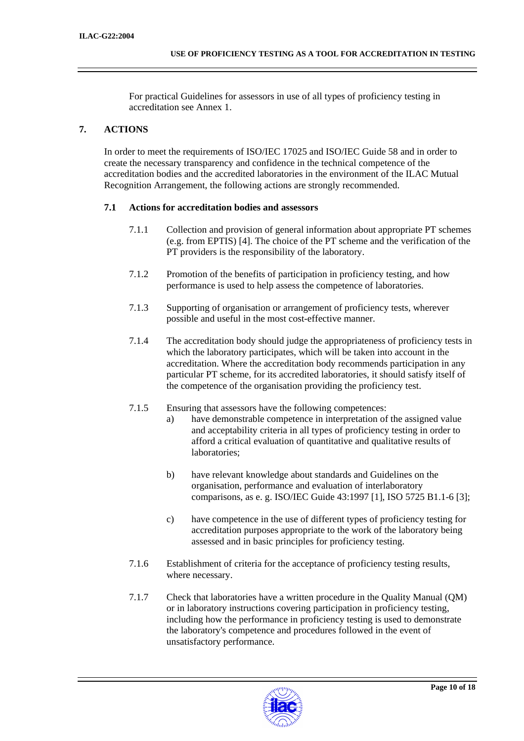For practical Guidelines for assessors in use of all types of proficiency testing in accreditation see Annex 1.

## 7. ACTIONS

In order to meet the requirements of ISO/IEC 17025 and ISO/IEC Guide 58 and in order to create the necessary transparency and confidence in the technical competence of the accreditation bodies and the accredited laboratories in the environment of the ILAC Mutual Recognition Arrangement, the following actions are strongly recommended.

### 7.1 Actions for accreditation bodies and assessors

7.1.1 Collection and provision of general information about appropriate PT schemes (e.g. from EPTIS) [4]. The choice of the PT scheme and the verification of the PT providers is the responsibility of the laboratory.

7.1.2 Promotion of the benefits of participation in proficiency testing, and how performance is used to help assess the competence of laboratories.

7.1.3 Supporting of organisation or arrangement of proficiency tests, wherever possible and useful in the most cost-effective manner.

7.1.4 The accreditation body should judge the appropriateness of proficiency tests in which the laboratory participates, which will be taken into account in the accreditation. Where the accreditation body recommends participation in any particular PT scheme, for its accredited laboratories, it should satisfy itself of the competence of the organisation providing the proficiency test.

7.1.5 Ensuring that assessors have the following competences:

a) have demonstrable competence in interpretation of the assigned value and acceptability criteria in all types of proficiency testing in order to afford a critical evaluation of quantitative and qualitative results of laboratories;

b) have relevant knowledge about standards and Guidelines on the organisation, performance and evaluation of interlaboratory comparisons, as e. g. ISO/IEC Guide 43:1997 [1], ISO 5725 B1.1-6 [3];

c) have competence in the use of different types of proficiency testing for accreditation purposes appropriate to the work of the laboratory being assessed and in basic principles for proficiency testing.

7.1.6 Establishment of criteria for the acceptance of proficiency testing results, where necessary.

7.1.7 Check that laboratories have a written procedure in the Quality Manual (QM) or in laboratory instructions covering participation in proficiency testing, including how the performance in proficiency testing is used to demonstrate the laboratory's competence and procedures followed in the event of unsatisfactory performance.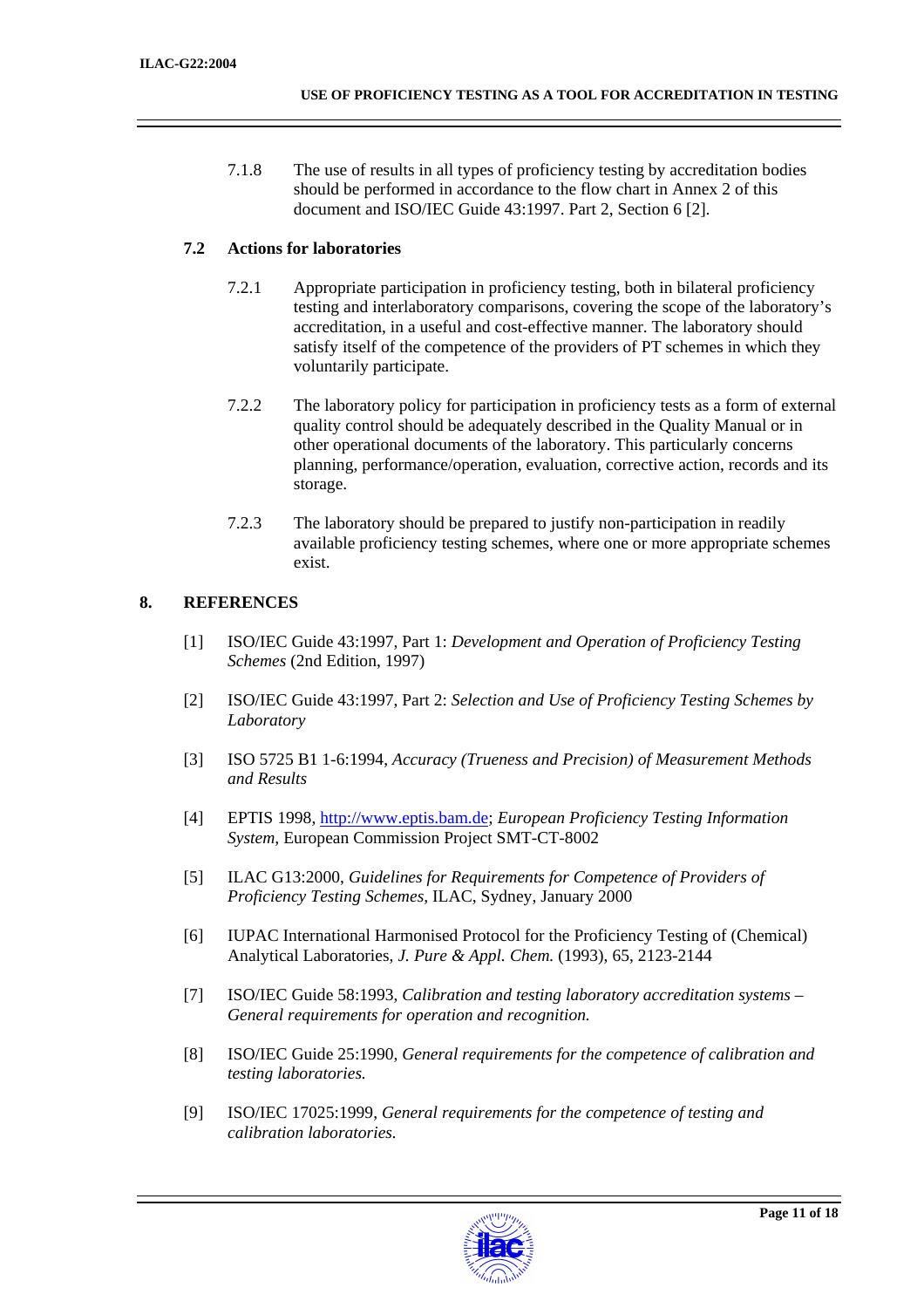7.1.8 The use of results in all types of proficiency testing by accreditation bodies should be performed in accordance to the flow chart in Annex 2 of this document and ISO/IEC Guide 43:1997. Part 2, Section 6 [2].

### 7.2 Actions for laboratories

7.2.1 Appropriate participation in proficiency testing, both in bilateral proficiency testing and interlaboratory comparisons, covering the scope of the laboratory's accreditation, in a useful and cost-effective manner. The laboratory should satisfy itself of the competence of the providers of PT schemes in which they voluntarily participate.

7.2.2 The laboratory policy for participation in proficiency tests as a form of external quality control should be adequately described in the Quality Manual or in other operational documents of the laboratory. This particularly concerns planning, performance/operation, evaluation, corrective action, records and its storage.

7.2.3 The laboratory should be prepared to justify non-participation in readily available proficiency testing schemes, where one or more appropriate schemes exist.

## 8. REFERENCES

[1] ISO/IEC Guide 43:1997, Part 1: *Development and Operation of Proficiency Testing Schemes* (2nd Edition, 1997)

[2] ISO/IEC Guide 43:1997, Part 2: *Selection and Use of Proficiency Testing Schemes by Laboratory*

[3] ISO 5725 B1 1-6:1994, *Accuracy (Trueness and Precision) of Measurement Methods and Results*

[4] EPTIS 1998, http://www.eptis.bam.de; *European Proficiency Testing Information System*, European Commission Project SMT-CT-8002

[5] ILAC G13:2000, *Guidelines for Requirements for Competence of Providers of Proficiency Testing Schemes*, ILAC, Sydney, January 2000

[6] IUPAC International Harmonised Protocol for the Proficiency Testing of (Chemical) Analytical Laboratories, *J. Pure & Appl. Chem.* (1993), 65, 2123-2144

[7] ISO/IEC Guide 58:1993, *Calibration and testing laboratory accreditation systems – General requirements for operation and recognition.*

[8] ISO/IEC Guide 25:1990, *General requirements for the competence of calibration and testing laboratories.*

[9] ISO/IEC 17025:1999, *General requirements for the competence of testing and calibration laboratories.*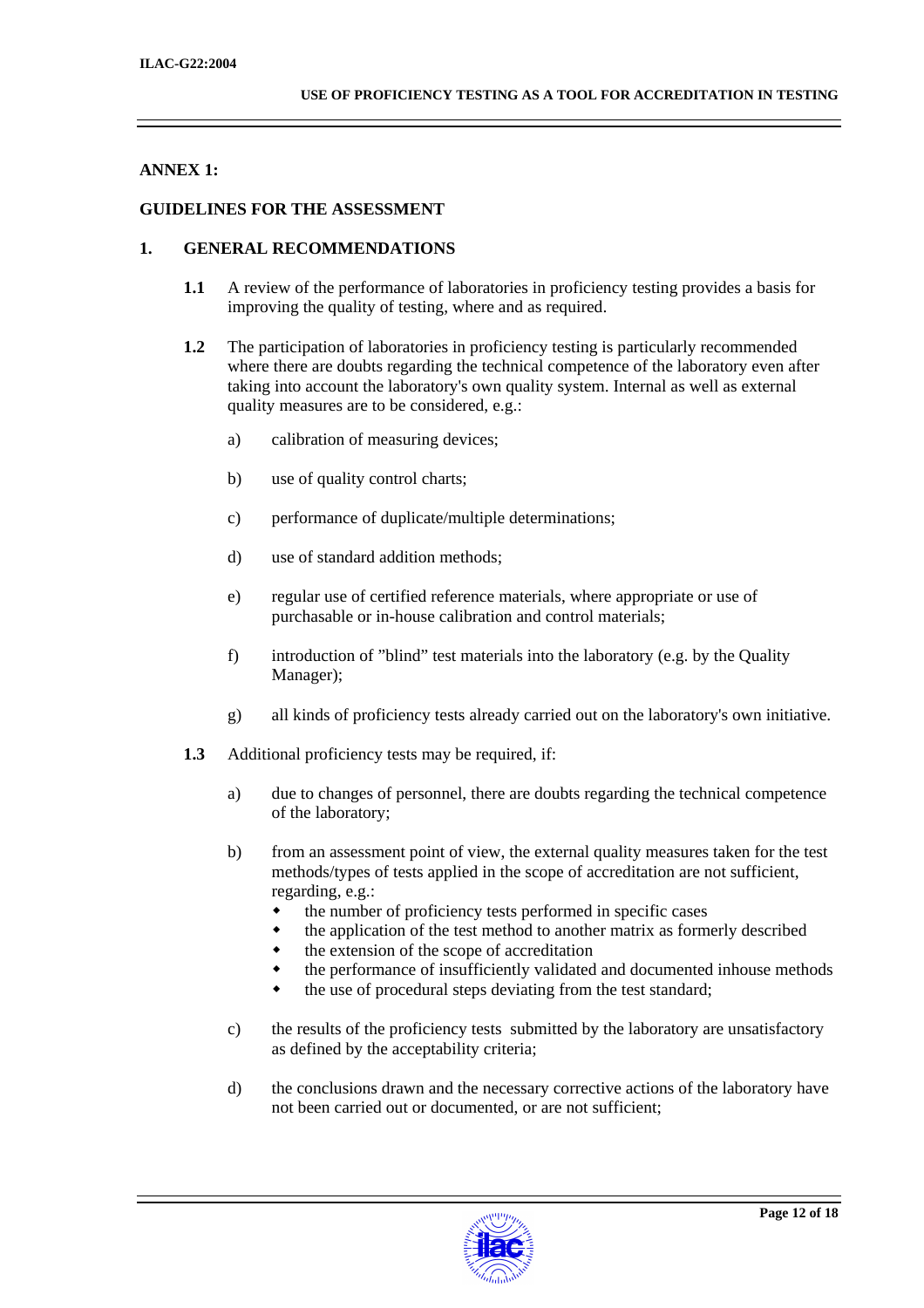## ANNEX 1:

## GUIDELINES FOR THE ASSESSMENT

### 1. GENERAL RECOMMENDATIONS

**1.1** A review of the performance of laboratories in proficiency testing provides a basis for improving the quality of testing, where and as required.

**1.2** The participation of laboratories in proficiency testing is particularly recommended where there are doubts regarding the technical competence of the laboratory even after taking into account the laboratory's own quality system. Internal as well as external quality measures are to be considered, e.g.:

a) calibration of measuring devices;

b) use of quality control charts;

c) performance of duplicate/multiple determinations;

d) use of standard addition methods;

e) regular use of certified reference materials, where appropriate or use of purchasable or in-house calibration and control materials;

f) introduction of "blind" test materials into the laboratory (e.g. by the Quality Manager);

g) all kinds of proficiency tests already carried out on the laboratory's own initiative.

**1.3** Additional proficiency tests may be required, if:

a) due to changes of personnel, there are doubts regarding the technical competence of the laboratory;

b) from an assessment point of view, the external quality measures taken for the test methods/types of tests applied in the scope of accreditation are not sufficient, regarding, e.g.:
- the number of proficiency tests performed in specific cases
- the application of the test method to another matrix as formerly described
- the extension of the scope of accreditation
- the performance of insufficiently validated and documented inhouse methods
- the use of procedural steps deviating from the test standard;

c) the results of the proficiency tests submitted by the laboratory are unsatisfactory as defined by the acceptability criteria;

d) the conclusions drawn and the necessary corrective actions of the laboratory have not been carried out or documented, or are not sufficient;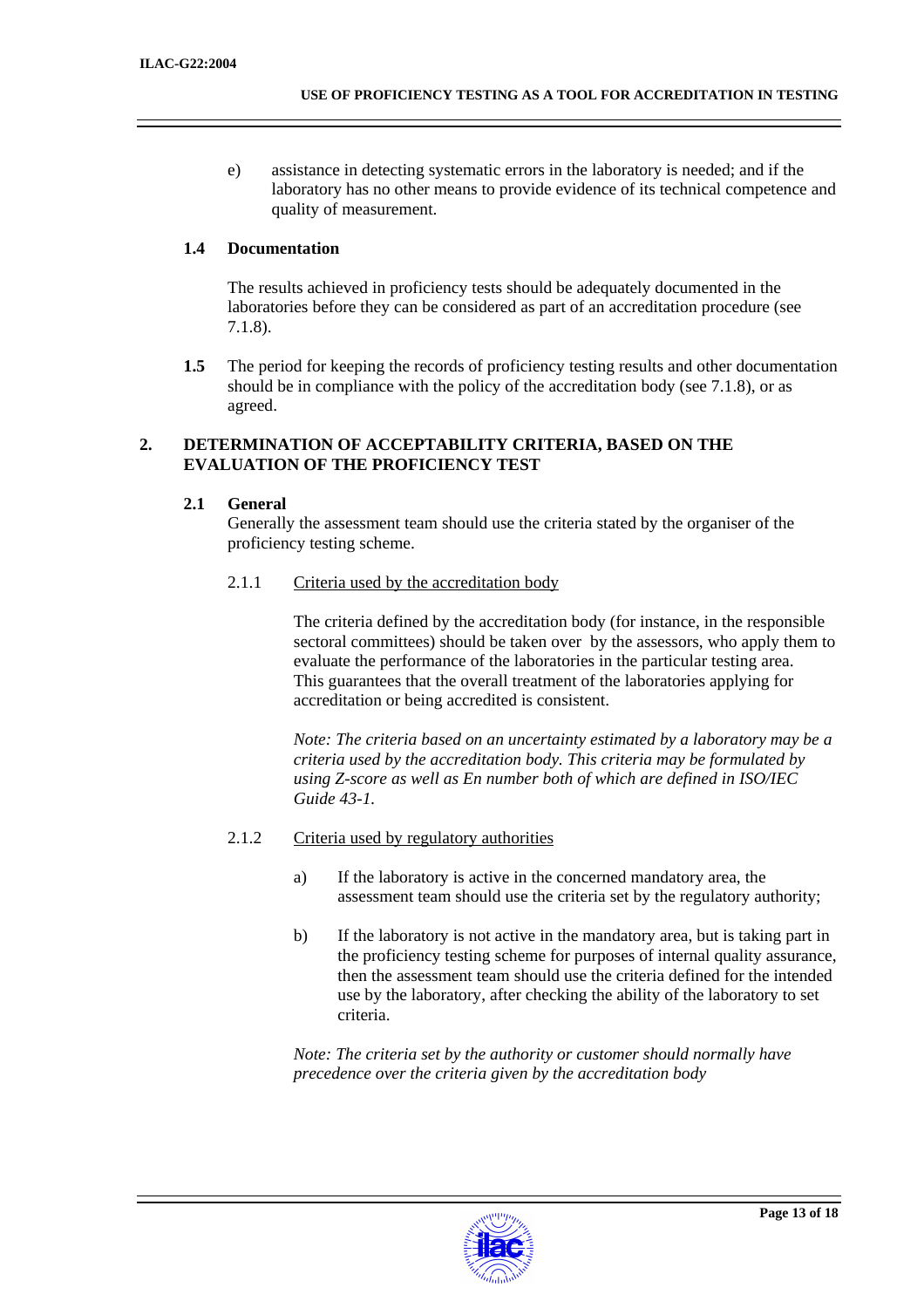e) assistance in detecting systematic errors in the laboratory is needed; and if the laboratory has no other means to provide evidence of its technical competence and quality of measurement.

### 1.4 Documentation

The results achieved in proficiency tests should be adequately documented in the laboratories before they can be considered as part of an accreditation procedure (see 7.1.8).

**1.5** The period for keeping the records of proficiency testing results and other documentation should be in compliance with the policy of the accreditation body (see 7.1.8), or as agreed.

## 2. DETERMINATION OF ACCEPTABILITY CRITERIA, BASED ON THE EVALUATION OF THE PROFICIENCY TEST

### 2.1 General

Generally the assessment team should use the criteria stated by the organiser of the proficiency testing scheme.

2.1.1 <u>Criteria used by the accreditation body</u>

The criteria defined by the accreditation body (for instance, in the responsible sectoral committees) should be taken over by the assessors, who apply them to evaluate the performance of the laboratories in the particular testing area. This guarantees that the overall treatment of the laboratories applying for accreditation or being accredited is consistent.

*Note: The criteria based on an uncertainty estimated by a laboratory may be a criteria used by the accreditation body. This criteria may be formulated by using Z-score as well as En number both of which are defined in ISO/IEC Guide 43-1.*

2.1.2 <u>Criteria used by regulatory authorities</u>

a) If the laboratory is active in the concerned mandatory area, the assessment team should use the criteria set by the regulatory authority;

b) If the laboratory is not active in the mandatory area, but is taking part in the proficiency testing scheme for purposes of internal quality assurance, then the assessment team should use the criteria defined for the intended use by the laboratory, after checking the ability of the laboratory to set criteria.

*Note: The criteria set by the authority or customer should normally have precedence over the criteria given by the accreditation body*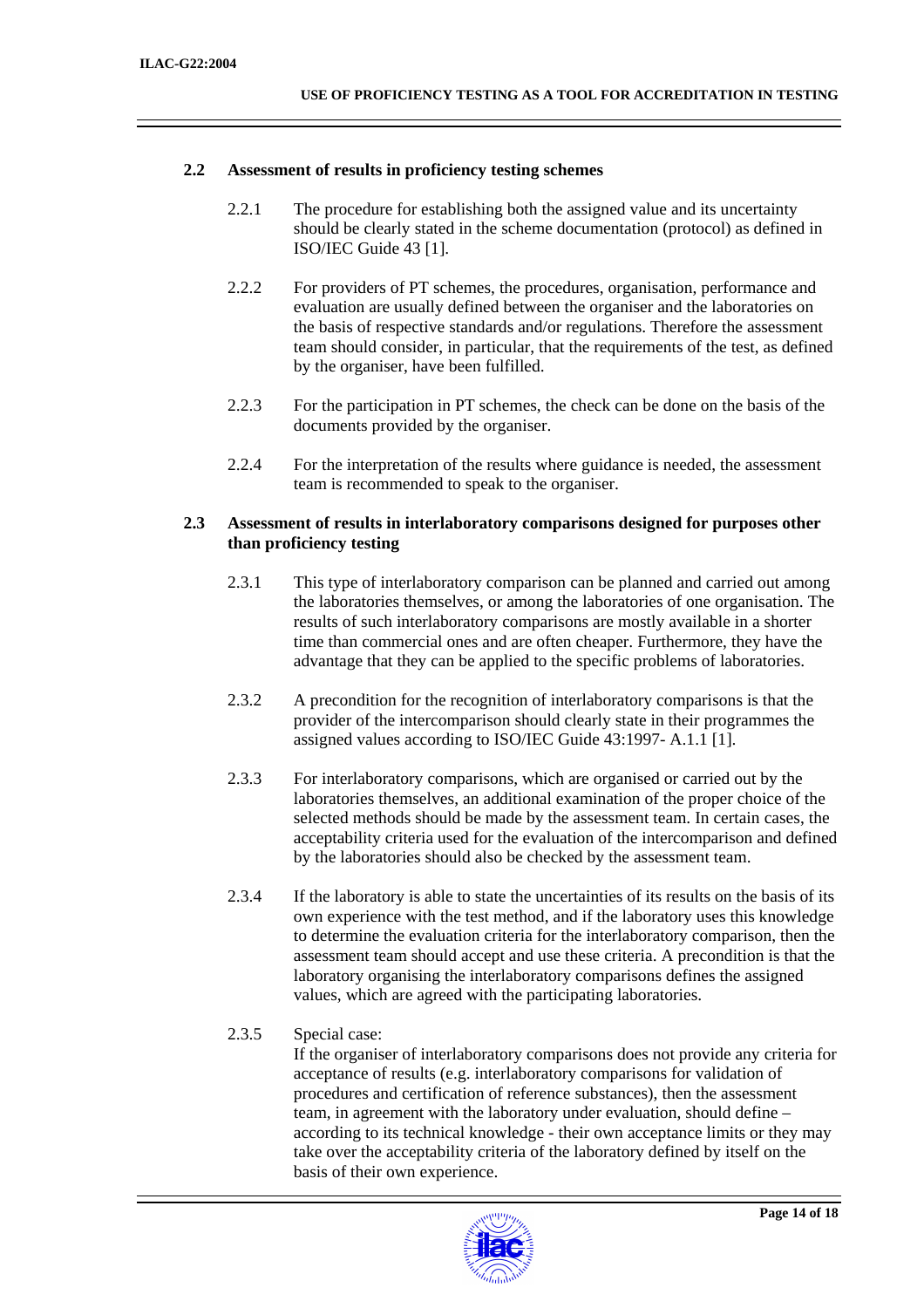## 2.2 Assessment of results in proficiency testing schemes

2.2.1 The procedure for establishing both the assigned value and its uncertainty should be clearly stated in the scheme documentation (protocol) as defined in ISO/IEC Guide 43 [1].

2.2.2 For providers of PT schemes, the procedures, organisation, performance and evaluation are usually defined between the organiser and the laboratories on the basis of respective standards and/or regulations. Therefore the assessment team should consider, in particular, that the requirements of the test, as defined by the organiser, have been fulfilled.

2.2.3 For the participation in PT schemes, the check can be done on the basis of the documents provided by the organiser.

2.2.4 For the interpretation of the results where guidance is needed, the assessment team is recommended to speak to the organiser.

## 2.3 Assessment of results in interlaboratory comparisons designed for purposes other than proficiency testing

2.3.1 This type of interlaboratory comparison can be planned and carried out among the laboratories themselves, or among the laboratories of one organisation. The results of such interlaboratory comparisons are mostly available in a shorter time than commercial ones and are often cheaper. Furthermore, they have the advantage that they can be applied to the specific problems of laboratories.

2.3.2 A precondition for the recognition of interlaboratory comparisons is that the provider of the intercomparison should clearly state in their programmes the assigned values according to ISO/IEC Guide 43:1997- A.1.1 [1].

2.3.3 For interlaboratory comparisons, which are organised or carried out by the laboratories themselves, an additional examination of the proper choice of the selected methods should be made by the assessment team. In certain cases, the acceptability criteria used for the evaluation of the intercomparison and defined by the laboratories should also be checked by the assessment team.

2.3.4 If the laboratory is able to state the uncertainties of its results on the basis of its own experience with the test method, and if the laboratory uses this knowledge to determine the evaluation criteria for the interlaboratory comparison, then the assessment team should accept and use these criteria. A precondition is that the laboratory organising the interlaboratory comparisons defines the assigned values, which are agreed with the participating laboratories.

2.3.5 Special case:
If the organiser of interlaboratory comparisons does not provide any criteria for acceptance of results (e.g. interlaboratory comparisons for validation of procedures and certification of reference substances), then the assessment team, in agreement with the laboratory under evaluation, should define – according to its technical knowledge - their own acceptance limits or they may take over the acceptability criteria of the laboratory defined by itself on the basis of their own experience.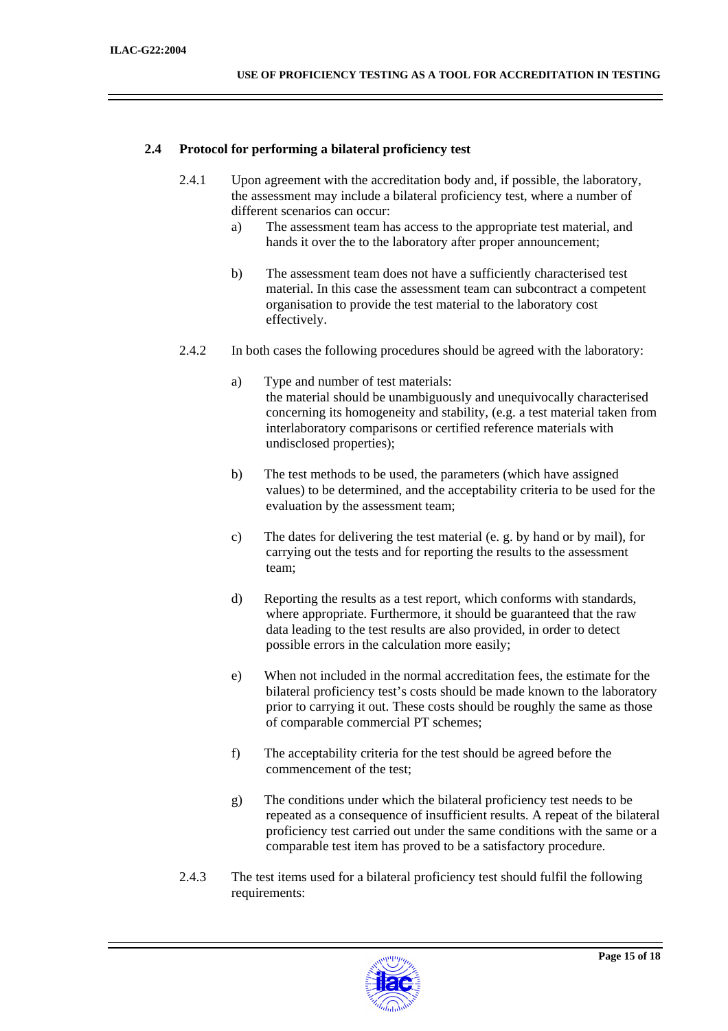### 2.4 Protocol for performing a bilateral proficiency test

2.4.1 Upon agreement with the accreditation body and, if possible, the laboratory, the assessment may include a bilateral proficiency test, where a number of different scenarios can occur:

a) The assessment team has access to the appropriate test material, and hands it over the to the laboratory after proper announcement;

b) The assessment team does not have a sufficiently characterised test material. In this case the assessment team can subcontract a competent organisation to provide the test material to the laboratory cost effectively.

2.4.2 In both cases the following procedures should be agreed with the laboratory:

a) Type and number of test materials: the material should be unambiguously and unequivocally characterised concerning its homogeneity and stability, (e.g. a test material taken from interlaboratory comparisons or certified reference materials with undisclosed properties);

b) The test methods to be used, the parameters (which have assigned values) to be determined, and the acceptability criteria to be used for the evaluation by the assessment team;

c) The dates for delivering the test material (e. g. by hand or by mail), for carrying out the tests and for reporting the results to the assessment team;

d) Reporting the results as a test report, which conforms with standards, where appropriate. Furthermore, it should be guaranteed that the raw data leading to the test results are also provided, in order to detect possible errors in the calculation more easily;

e) When not included in the normal accreditation fees, the estimate for the bilateral proficiency test's costs should be made known to the laboratory prior to carrying it out. These costs should be roughly the same as those of comparable commercial PT schemes;

f) The acceptability criteria for the test should be agreed before the commencement of the test;

g) The conditions under which the bilateral proficiency test needs to be repeated as a consequence of insufficient results. A repeat of the bilateral proficiency test carried out under the same conditions with the same or a comparable test item has proved to be a satisfactory procedure.

2.4.3 The test items used for a bilateral proficiency test should fulfil the following requirements: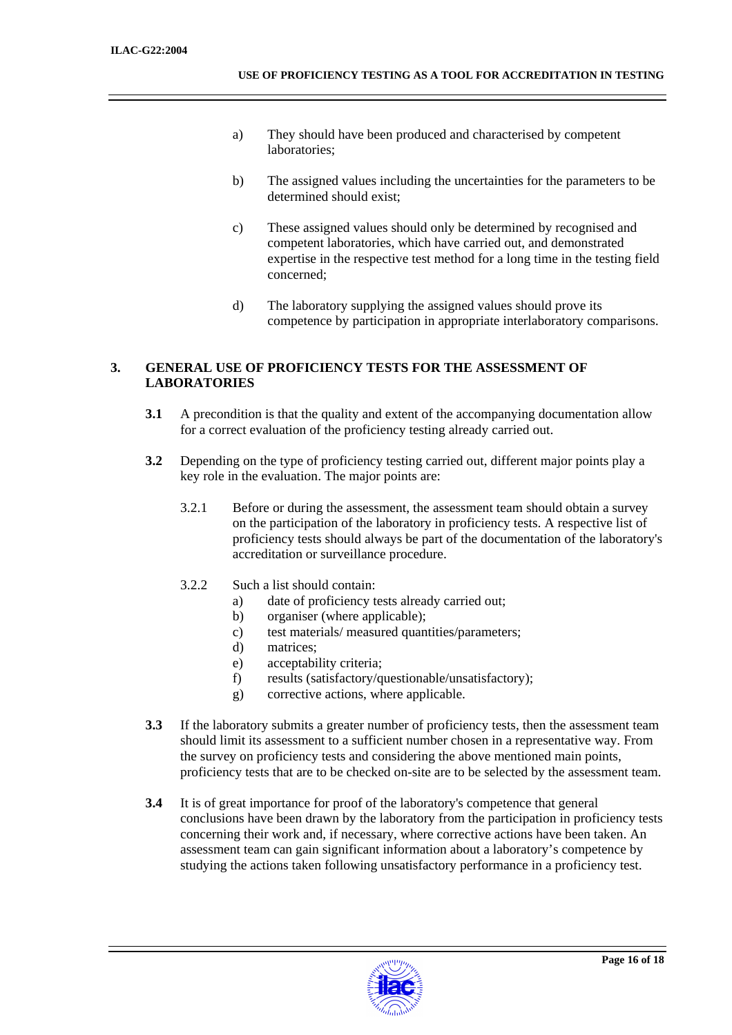a) They should have been produced and characterised by competent laboratories;

b) The assigned values including the uncertainties for the parameters to be determined should exist;

c) These assigned values should only be determined by recognised and competent laboratories, which have carried out, and demonstrated expertise in the respective test method for a long time in the testing field concerned;

d) The laboratory supplying the assigned values should prove its competence by participation in appropriate interlaboratory comparisons.

## 3. GENERAL USE OF PROFICIENCY TESTS FOR THE ASSESSMENT OF LABORATORIES

**3.1** A precondition is that the quality and extent of the accompanying documentation allow for a correct evaluation of the proficiency testing already carried out.

**3.2** Depending on the type of proficiency testing carried out, different major points play a key role in the evaluation. The major points are:

3.2.1 Before or during the assessment, the assessment team should obtain a survey on the participation of the laboratory in proficiency tests. A respective list of proficiency tests should always be part of the documentation of the laboratory's accreditation or surveillance procedure.

3.2.2 Such a list should contain:

a) date of proficiency tests already carried out;
b) organiser (where applicable);
c) test materials/ measured quantities/parameters;
d) matrices;
e) acceptability criteria;
f) results (satisfactory/questionable/unsatisfactory);
g) corrective actions, where applicable.

**3.3** If the laboratory submits a greater number of proficiency tests, then the assessment team should limit its assessment to a sufficient number chosen in a representative way. From the survey on proficiency tests and considering the above mentioned main points, proficiency tests that are to be checked on-site are to be selected by the assessment team.

**3.4** It is of great importance for proof of the laboratory's competence that general conclusions have been drawn by the laboratory from the participation in proficiency tests concerning their work and, if necessary, where corrective actions have been taken. An assessment team can gain significant information about a laboratory's competence by studying the actions taken following unsatisfactory performance in a proficiency test.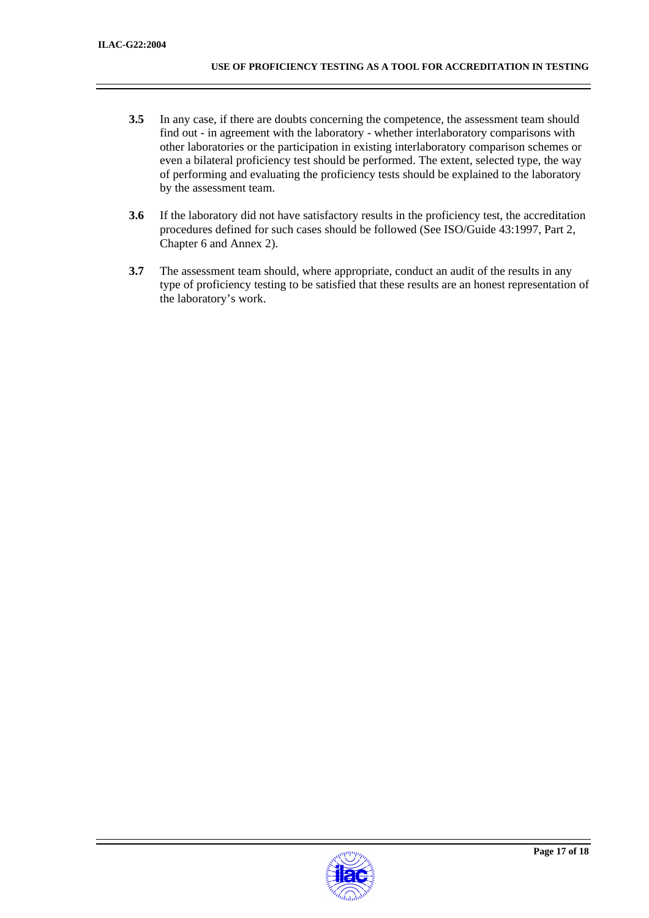**3.5** In any case, if there are doubts concerning the competence, the assessment team should find out - in agreement with the laboratory - whether interlaboratory comparisons with other laboratories or the participation in existing interlaboratory comparison schemes or even a bilateral proficiency test should be performed. The extent, selected type, the way of performing and evaluating the proficiency tests should be explained to the laboratory by the assessment team.

**3.6** If the laboratory did not have satisfactory results in the proficiency test, the accreditation procedures defined for such cases should be followed (See ISO/Guide 43:1997, Part 2, Chapter 6 and Annex 2).

**3.7** The assessment team should, where appropriate, conduct an audit of the results in any type of proficiency testing to be satisfied that these results are an honest representation of the laboratory's work.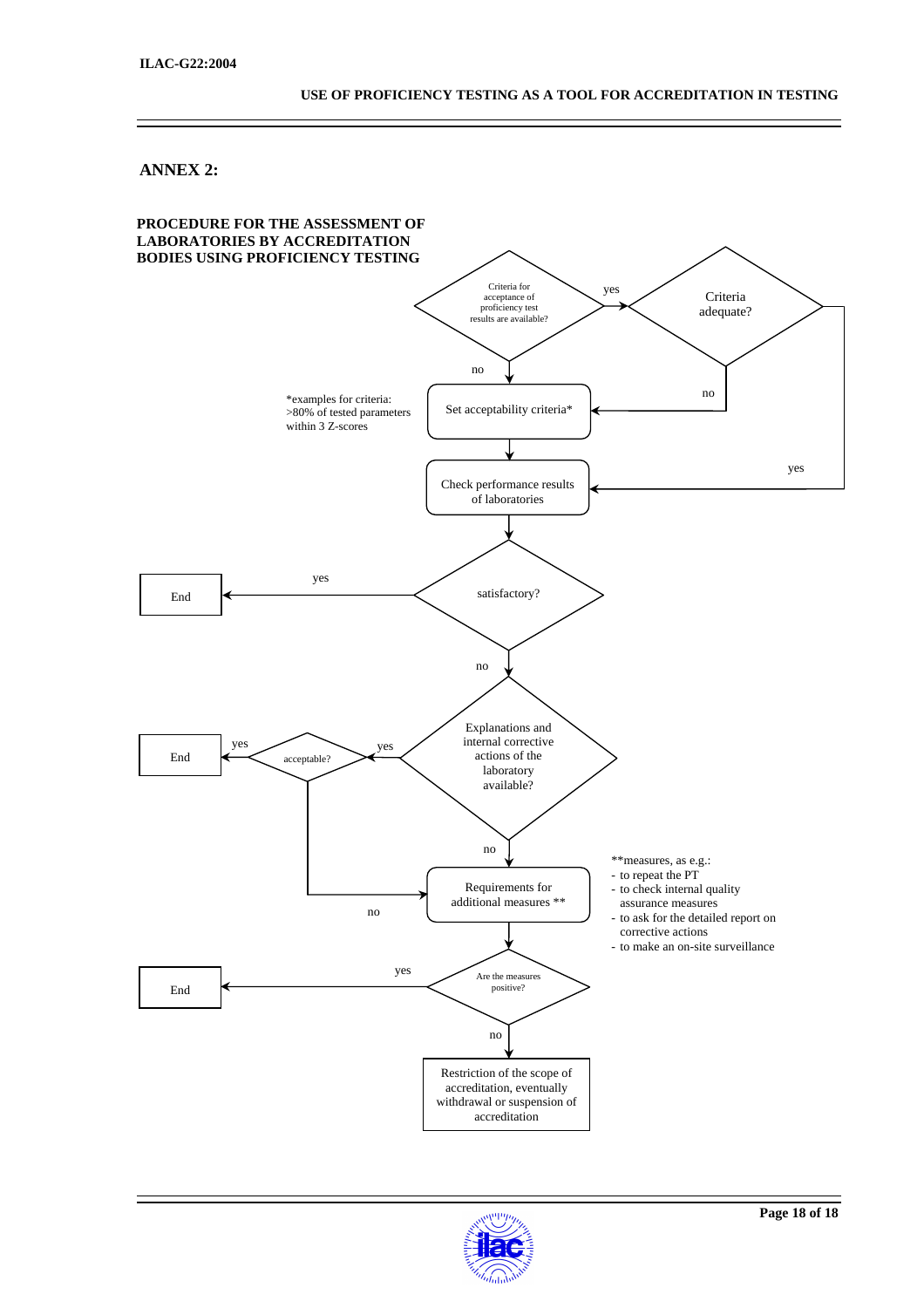## ANNEX 2:

**PROCEDURE FOR THE ASSESSMENT OF LABORATORIES BY ACCREDITATION BODIES USING PROFICIENCY TESTING**

Criteria for acceptance of proficiency test results are available?

yes

Criteria adequate?

no

no

yes

*examples for criteria:
>80% of tested parameters within 3 Z-scores

Set acceptability criteria*

Check performance results of laboratories

End

yes

satisfactory?

no

End

yes

acceptable?

yes

Explanations and internal corrective actions of the laboratory available?

no

no

Requirements for additional measures **

**measures, as e.g.:
- to repeat the PT
- to check internal quality assurance measures
- to ask for the detailed report on corrective actions
- to make an on-site surveillance

End

yes

Are the measures positive?

no

Restriction of the scope of accreditation, eventually withdrawal or suspension of accreditation